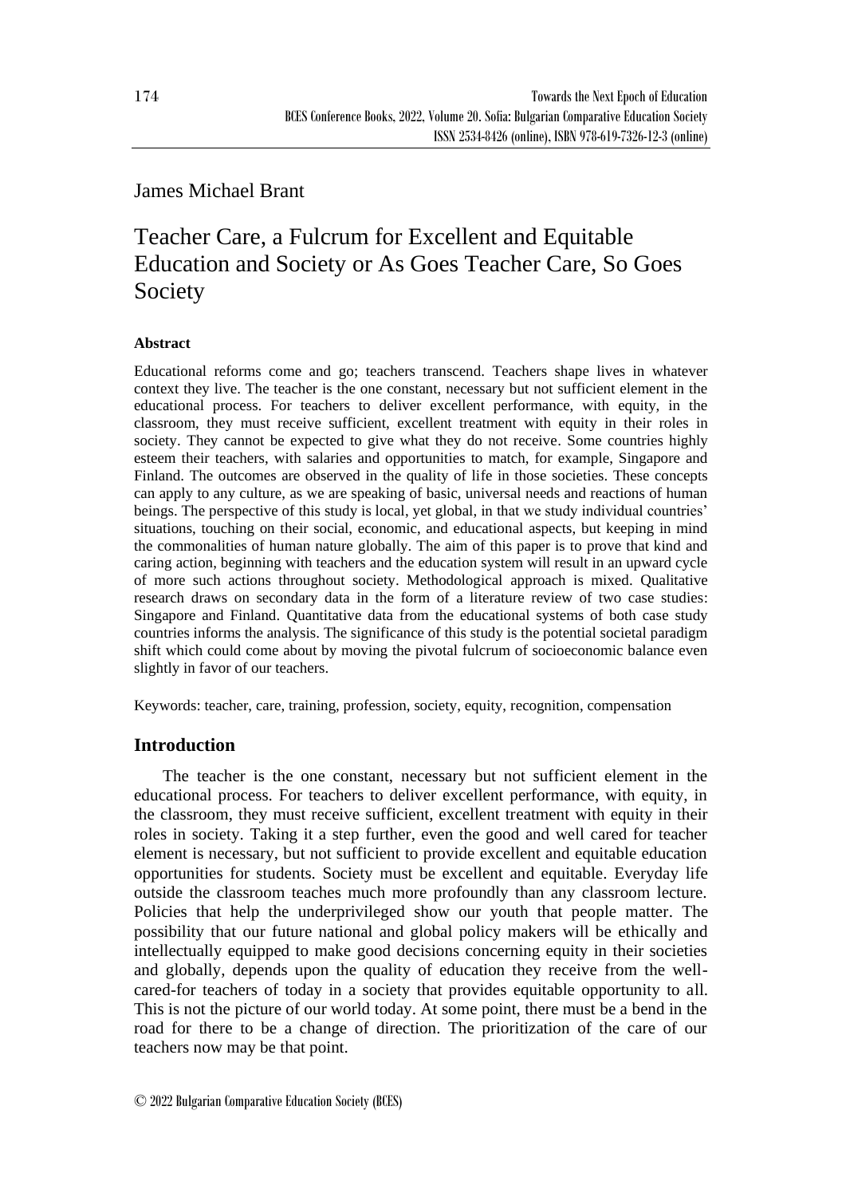James Michael Brant

# Teacher Care, a Fulcrum for Excellent and Equitable Education and Society or As Goes Teacher Care, So Goes Society

### Abstract

Educational reforms come and go; teachers transcend. Teachers shape lives in whatever context they live. The teacher is the one constant, necessary but not sufficient element in the educational process. For teachers to deliver excellent performance, with equity, in the classroom, they must receive sufficient, excellent treatment with equity in their roles in society. They cannot be expected to give what they do not receive. Some countries highly esteem their teachers, with salaries and opportunities to match, for example, Singapore and Finland. The outcomes are observed in the quality of life in those societies. These concepts can apply to any culture, as we are speaking of basic, universal needs and reactions of human beings. The perspective of this study is local, yet global, in that we study individual countries' situations, touching on their social, economic, and educational aspects, but keeping in mind the commonalities of human nature globally. The aim of this paper is to prove that kind and caring action, beginning with teachers and the education system will result in an upward cycle of more such actions throughout society. Methodological approach is mixed. Qualitative research draws on secondary data in the form of a literature review of two case studies: Singapore and Finland. Quantitative data from the educational systems of both case study countries informs the analysis. The significance of this study is the potential societal paradigm shift which could come about by moving the pivotal fulcrum of socioeconomic balance even slightly in favor of our teachers.

Keywords: teacher, care, training, profession, society, equity, recognition, compensation

## Introduction

The teacher is the one constant, necessary but not sufficient element in the educational process. For teachers to deliver excellent performance, with equity, in the classroom, they must receive sufficient, excellent treatment with equity in their roles in society. Taking it a step further, even the good and well cared for teacher element is necessary, but not sufficient to provide excellent and equitable education opportunities for students. Society must be excellent and equitable. Everyday life outside the classroom teaches much more profoundly than any classroom lecture. Policies that help the underprivileged show our youth that people matter. The possibility that our future national and global policy makers will be ethically and intellectually equipped to make good decisions concerning equity in their societies and globally, depends upon the quality of education they receive from the well-cared-for teachers of today in a society that provides equitable opportunity to all. This is not the picture of our world today. At some point, there must be a bend in the road for there to be a change of direction. The prioritization of the care of our teachers now may be that point.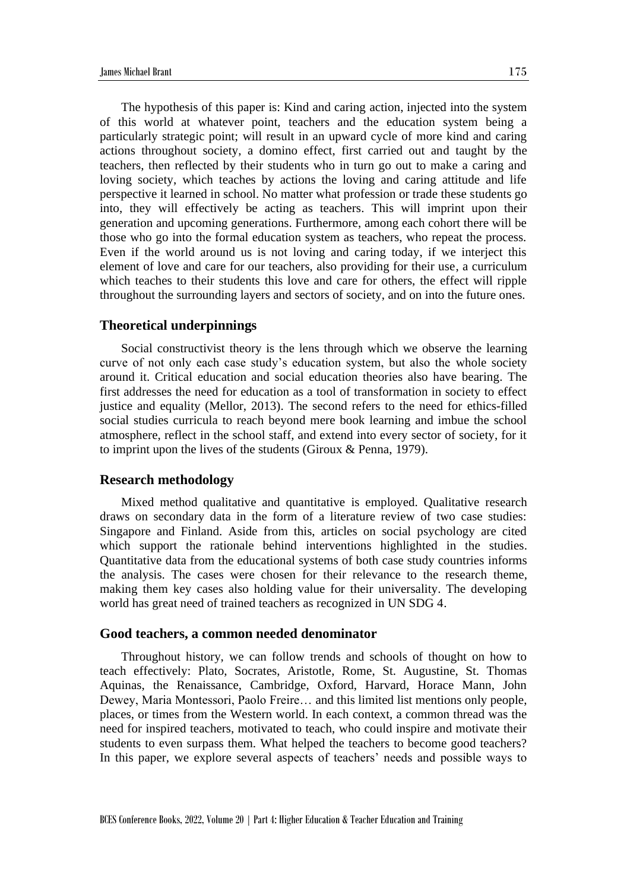The hypothesis of this paper is: Kind and caring action, injected into the system of this world at whatever point, teachers and the education system being a particularly strategic point; will result in an upward cycle of more kind and caring actions throughout society, a domino effect, first carried out and taught by the teachers, then reflected by their students who in turn go out to make a caring and loving society, which teaches by actions the loving and caring attitude and life perspective it learned in school. No matter what profession or trade these students go into, they will effectively be acting as teachers. This will imprint upon their generation and upcoming generations. Furthermore, among each cohort there will be those who go into the formal education system as teachers, who repeat the process. Even if the world around us is not loving and caring today, if we interject this element of love and care for our teachers, also providing for their use, a curriculum which teaches to their students this love and care for others, the effect will ripple throughout the surrounding layers and sectors of society, and on into the future ones.

## Theoretical underpinnings

Social constructivist theory is the lens through which we observe the learning curve of not only each case study's education system, but also the whole society around it. Critical education and social education theories also have bearing. The first addresses the need for education as a tool of transformation in society to effect justice and equality (Mellor, 2013). The second refers to the need for ethics-filled social studies curricula to reach beyond mere book learning and imbue the school atmosphere, reflect in the school staff, and extend into every sector of society, for it to imprint upon the lives of the students (Giroux & Penna, 1979).

## Research methodology

Mixed method qualitative and quantitative is employed. Qualitative research draws on secondary data in the form of a literature review of two case studies: Singapore and Finland. Aside from this, articles on social psychology are cited which support the rationale behind interventions highlighted in the studies. Quantitative data from the educational systems of both case study countries informs the analysis. The cases were chosen for their relevance to the research theme, making them key cases also holding value for their universality. The developing world has great need of trained teachers as recognized in UN SDG 4.

## Good teachers, a common needed denominator

Throughout history, we can follow trends and schools of thought on how to teach effectively: Plato, Socrates, Aristotle, Rome, St. Augustine, St. Thomas Aquinas, the Renaissance, Cambridge, Oxford, Harvard, Horace Mann, John Dewey, Maria Montessori, Paolo Freire… and this limited list mentions only people, places, or times from the Western world. In each context, a common thread was the need for inspired teachers, motivated to teach, who could inspire and motivate their students to even surpass them. What helped the teachers to become good teachers? In this paper, we explore several aspects of teachers' needs and possible ways to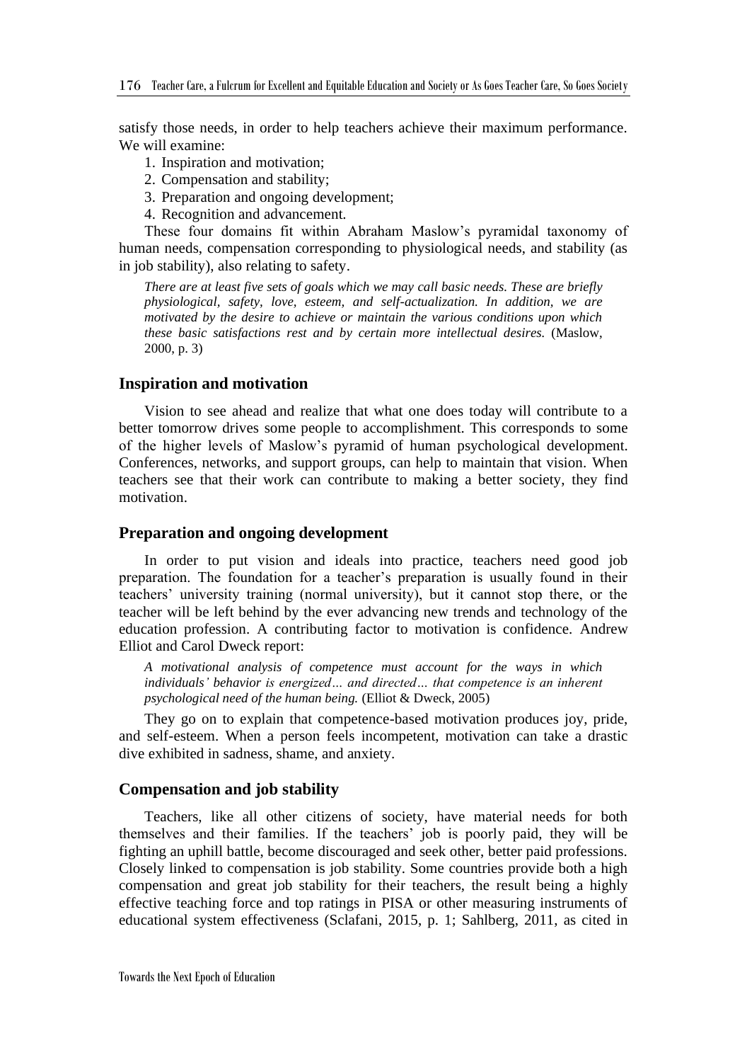satisfy those needs, in order to help teachers achieve their maximum performance. We will examine:

1. Inspiration and motivation;
2. Compensation and stability;
3. Preparation and ongoing development;
4. Recognition and advancement.

These four domains fit within Abraham Maslow's pyramidal taxonomy of human needs, compensation corresponding to physiological needs, and stability (as in job stability), also relating to safety.

> *There are at least five sets of goals which we may call basic needs. These are briefly physiological, safety, love, esteem, and self-actualization. In addition, we are motivated by the desire to achieve or maintain the various conditions upon which these basic satisfactions rest and by certain more intellectual desires.* (Maslow, 2000, p. 3)

## Inspiration and motivation

Vision to see ahead and realize that what one does today will contribute to a better tomorrow drives some people to accomplishment. This corresponds to some of the higher levels of Maslow's pyramid of human psychological development. Conferences, networks, and support groups, can help to maintain that vision. When teachers see that their work can contribute to making a better society, they find motivation.

## Preparation and ongoing development

In order to put vision and ideals into practice, teachers need good job preparation. The foundation for a teacher's preparation is usually found in their teachers' university training (normal university), but it cannot stop there, or the teacher will be left behind by the ever advancing new trends and technology of the education profession. A contributing factor to motivation is confidence. Andrew Elliot and Carol Dweck report:

> *A motivational analysis of competence must account for the ways in which individuals' behavior is energized… and directed… that competence is an inherent psychological need of the human being.* (Elliot & Dweck, 2005)

They go on to explain that competence-based motivation produces joy, pride, and self-esteem. When a person feels incompetent, motivation can take a drastic dive exhibited in sadness, shame, and anxiety.

## Compensation and job stability

Teachers, like all other citizens of society, have material needs for both themselves and their families. If the teachers' job is poorly paid, they will be fighting an uphill battle, become discouraged and seek other, better paid professions. Closely linked to compensation is job stability. Some countries provide both a high compensation and great job stability for their teachers, the result being a highly effective teaching force and top ratings in PISA or other measuring instruments of educational system effectiveness (Sclafani, 2015, p. 1; Sahlberg, 2011, as cited in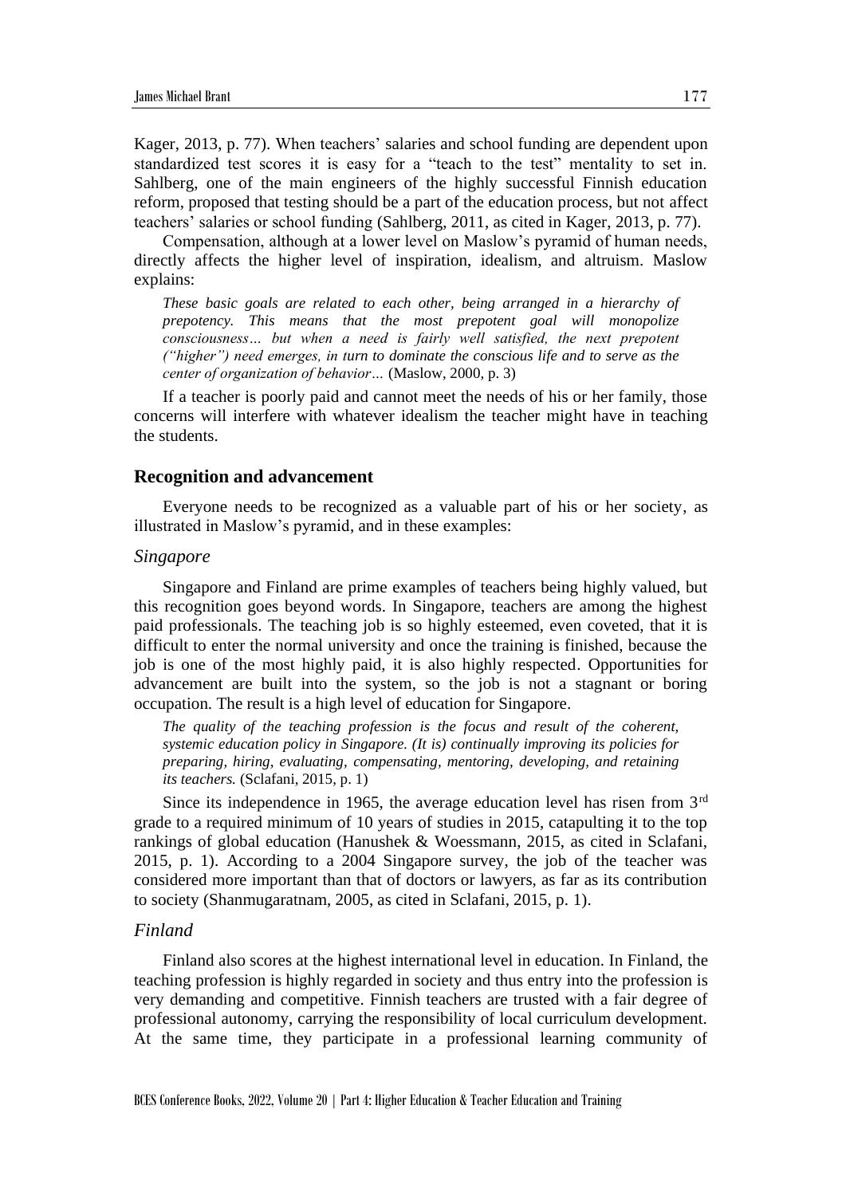Kager, 2013, p. 77). When teachers' salaries and school funding are dependent upon standardized test scores it is easy for a "teach to the test" mentality to set in. Sahlberg, one of the main engineers of the highly successful Finnish education reform, proposed that testing should be a part of the education process, but not affect teachers' salaries or school funding (Sahlberg, 2011, as cited in Kager, 2013, p. 77).

Compensation, although at a lower level on Maslow's pyramid of human needs, directly affects the higher level of inspiration, idealism, and altruism. Maslow explains:

> *These basic goals are related to each other, being arranged in a hierarchy of prepotency. This means that the most prepotent goal will monopolize consciousness… but when a need is fairly well satisfied, the next prepotent ("higher") need emerges, in turn to dominate the conscious life and to serve as the center of organization of behavior…* (Maslow, 2000, p. 3)

If a teacher is poorly paid and cannot meet the needs of his or her family, those concerns will interfere with whatever idealism the teacher might have in teaching the students.

## Recognition and advancement

Everyone needs to be recognized as a valuable part of his or her society, as illustrated in Maslow's pyramid, and in these examples:

### *Singapore*

Singapore and Finland are prime examples of teachers being highly valued, but this recognition goes beyond words. In Singapore, teachers are among the highest paid professionals. The teaching job is so highly esteemed, even coveted, that it is difficult to enter the normal university and once the training is finished, because the job is one of the most highly paid, it is also highly respected. Opportunities for advancement are built into the system, so the job is not a stagnant or boring occupation. The result is a high level of education for Singapore.

> *The quality of the teaching profession is the focus and result of the coherent, systemic education policy in Singapore. (It is) continually improving its policies for preparing, hiring, evaluating, compensating, mentoring, developing, and retaining its teachers.* (Sclafani, 2015, p. 1)

Since its independence in 1965, the average education level has risen from 3rd grade to a required minimum of 10 years of studies in 2015, catapulting it to the top rankings of global education (Hanushek & Woessmann, 2015, as cited in Sclafani, 2015, p. 1). According to a 2004 Singapore survey, the job of the teacher was considered more important than that of doctors or lawyers, as far as its contribution to society (Shanmugaratnam, 2005, as cited in Sclafani, 2015, p. 1).

### *Finland*

Finland also scores at the highest international level in education. In Finland, the teaching profession is highly regarded in society and thus entry into the profession is very demanding and competitive. Finnish teachers are trusted with a fair degree of professional autonomy, carrying the responsibility of local curriculum development. At the same time, they participate in a professional learning community of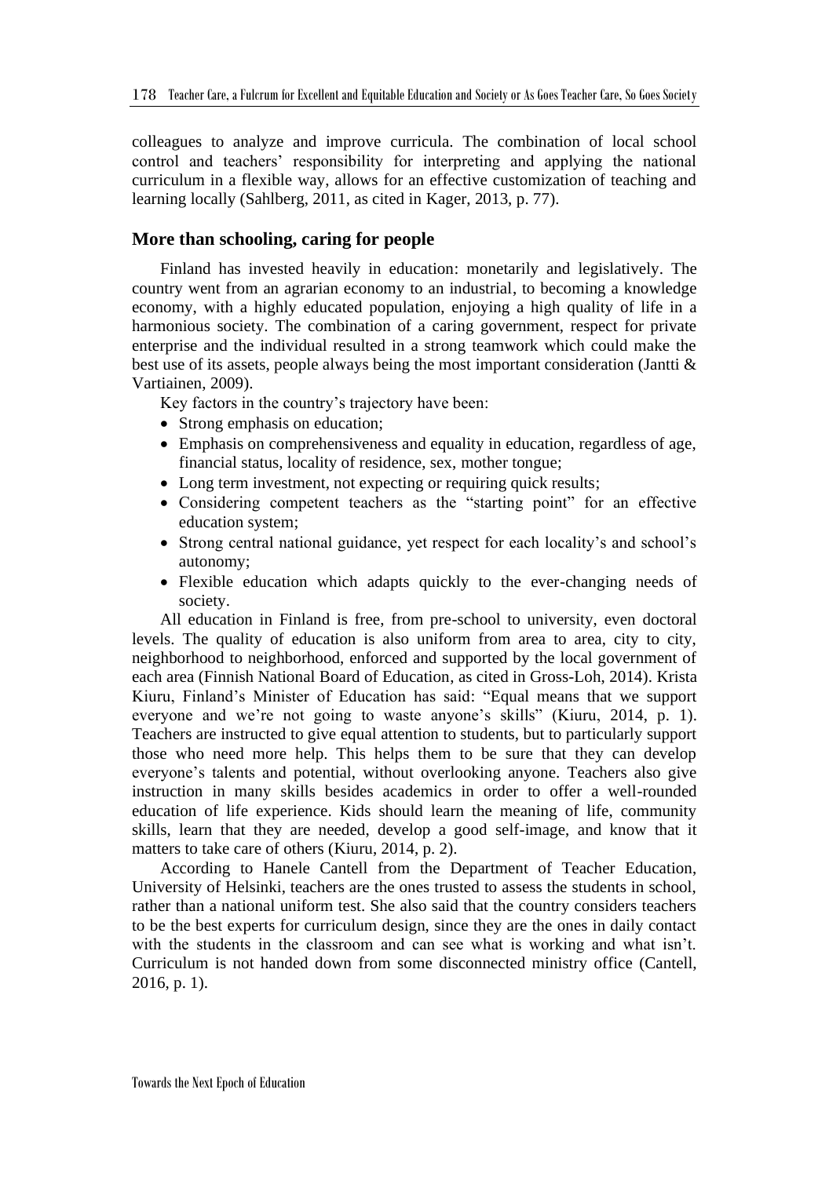colleagues to analyze and improve curricula. The combination of local school control and teachers' responsibility for interpreting and applying the national curriculum in a flexible way, allows for an effective customization of teaching and learning locally (Sahlberg, 2011, as cited in Kager, 2013, p. 77).

## More than schooling, caring for people

Finland has invested heavily in education: monetarily and legislatively. The country went from an agrarian economy to an industrial, to becoming a knowledge economy, with a highly educated population, enjoying a high quality of life in a harmonious society. The combination of a caring government, respect for private enterprise and the individual resulted in a strong teamwork which could make the best use of its assets, people always being the most important consideration (Jantti & Vartiainen, 2009).

Key factors in the country's trajectory have been:

- Strong emphasis on education;
- Emphasis on comprehensiveness and equality in education, regardless of age, financial status, locality of residence, sex, mother tongue;
- Long term investment, not expecting or requiring quick results;
- Considering competent teachers as the "starting point" for an effective education system;
- Strong central national guidance, yet respect for each locality's and school's autonomy;
- Flexible education which adapts quickly to the ever-changing needs of society.

All education in Finland is free, from pre-school to university, even doctoral levels. The quality of education is also uniform from area to area, city to city, neighborhood to neighborhood, enforced and supported by the local government of each area (Finnish National Board of Education, as cited in Gross-Loh, 2014). Krista Kiuru, Finland's Minister of Education has said: "Equal means that we support everyone and we're not going to waste anyone's skills" (Kiuru, 2014, p. 1). Teachers are instructed to give equal attention to students, but to particularly support those who need more help. This helps them to be sure that they can develop everyone's talents and potential, without overlooking anyone. Teachers also give instruction in many skills besides academics in order to offer a well-rounded education of life experience. Kids should learn the meaning of life, community skills, learn that they are needed, develop a good self-image, and know that it matters to take care of others (Kiuru, 2014, p. 2).

According to Hanele Cantell from the Department of Teacher Education, University of Helsinki, teachers are the ones trusted to assess the students in school, rather than a national uniform test. She also said that the country considers teachers to be the best experts for curriculum design, since they are the ones in daily contact with the students in the classroom and can see what is working and what isn't. Curriculum is not handed down from some disconnected ministry office (Cantell, 2016, p. 1).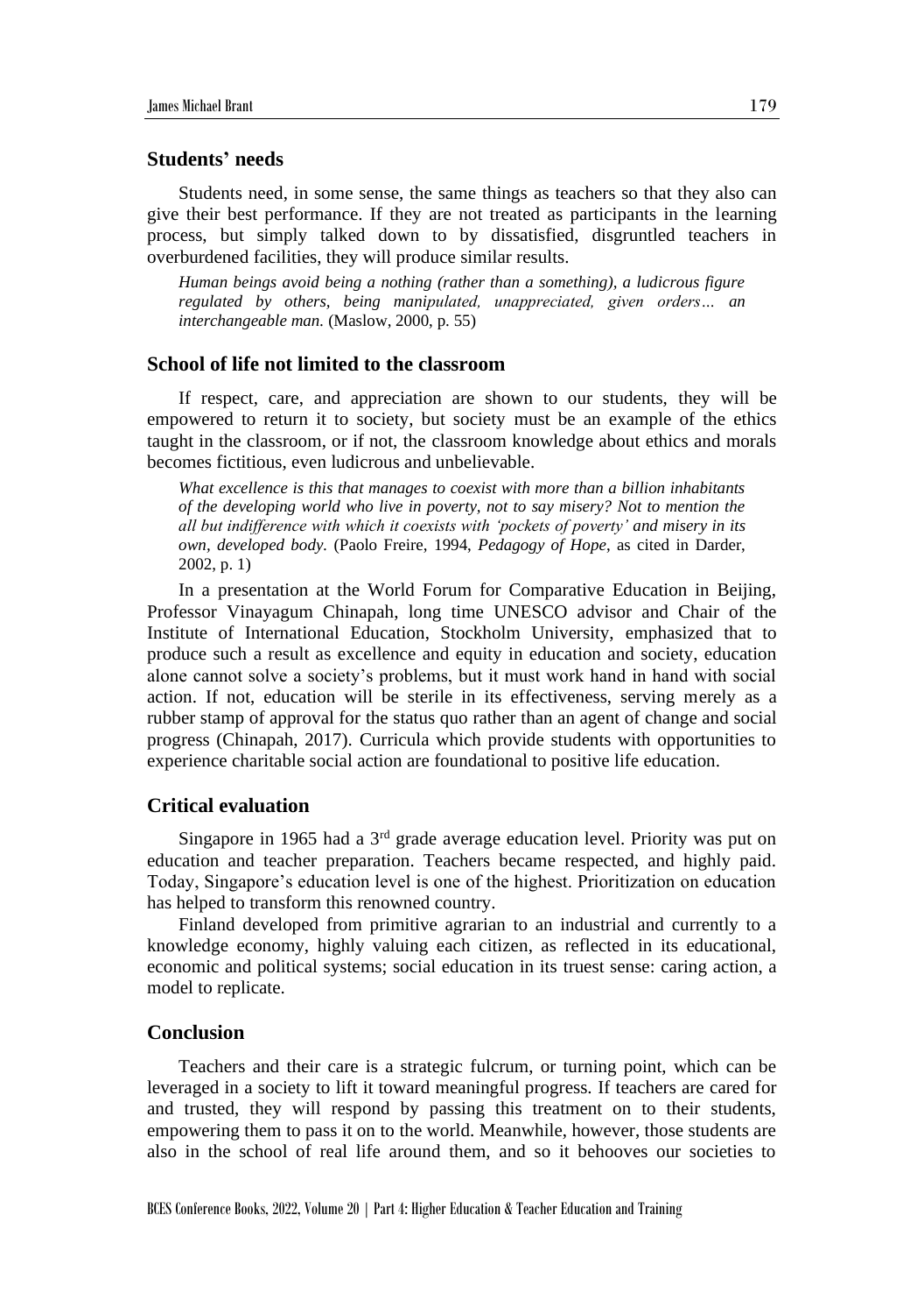## Students' needs

Students need, in some sense, the same things as teachers so that they also can give their best performance. If they are not treated as participants in the learning process, but simply talked down to by dissatisfied, disgruntled teachers in overburdened facilities, they will produce similar results.

> *Human beings avoid being a nothing (rather than a something), a ludicrous figure regulated by others, being manipulated, unappreciated, given orders… an interchangeable man.* (Maslow, 2000, p. 55)

## School of life not limited to the classroom

If respect, care, and appreciation are shown to our students, they will be empowered to return it to society, but society must be an example of the ethics taught in the classroom, or if not, the classroom knowledge about ethics and morals becomes fictitious, even ludicrous and unbelievable.

> *What excellence is this that manages to coexist with more than a billion inhabitants of the developing world who live in poverty, not to say misery? Not to mention the all but indifference with which it coexists with 'pockets of poverty' and misery in its own, developed body.* (Paolo Freire, 1994, *Pedagogy of Hope*, as cited in Darder, 2002, p. 1)

In a presentation at the World Forum for Comparative Education in Beijing, Professor Vinayagum Chinapah, long time UNESCO advisor and Chair of the Institute of International Education, Stockholm University, emphasized that to produce such a result as excellence and equity in education and society, education alone cannot solve a society's problems, but it must work hand in hand with social action. If not, education will be sterile in its effectiveness, serving merely as a rubber stamp of approval for the status quo rather than an agent of change and social progress (Chinapah, 2017). Curricula which provide students with opportunities to experience charitable social action are foundational to positive life education.

## Critical evaluation

Singapore in 1965 had a 3rd grade average education level. Priority was put on education and teacher preparation. Teachers became respected, and highly paid. Today, Singapore's education level is one of the highest. Prioritization on education has helped to transform this renowned country.

Finland developed from primitive agrarian to an industrial and currently to a knowledge economy, highly valuing each citizen, as reflected in its educational, economic and political systems; social education in its truest sense: caring action, a model to replicate.

## Conclusion

Teachers and their care is a strategic fulcrum, or turning point, which can be leveraged in a society to lift it toward meaningful progress. If teachers are cared for and trusted, they will respond by passing this treatment on to their students, empowering them to pass it on to the world. Meanwhile, however, those students are also in the school of real life around them, and so it behooves our societies to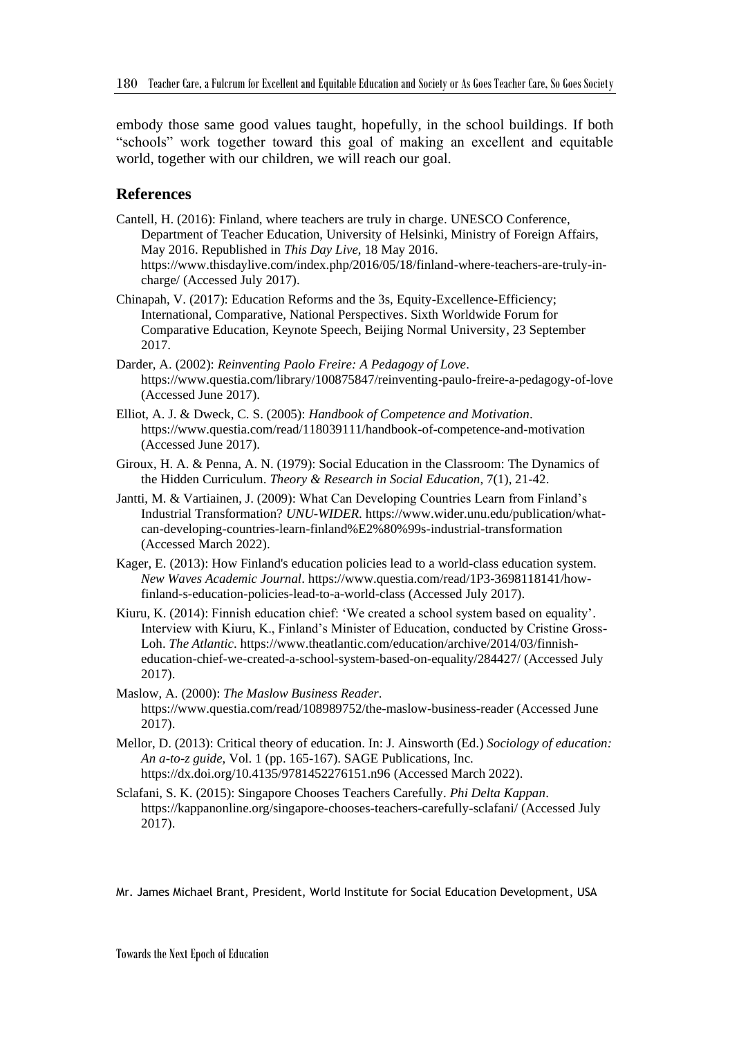embody those same good values taught, hopefully, in the school buildings. If both "schools" work together toward this goal of making an excellent and equitable world, together with our children, we will reach our goal.

## References

Cantell, H. (2016): Finland, where teachers are truly in charge. UNESCO Conference, Department of Teacher Education, University of Helsinki, Ministry of Foreign Affairs, May 2016. Republished in *This Day Live*, 18 May 2016. https://www.thisdaylive.com/index.php/2016/05/18/finland-where-teachers-are-truly-in-charge/ (Accessed July 2017).

Chinapah, V. (2017): Education Reforms and the 3s, Equity-Excellence-Efficiency; International, Comparative, National Perspectives. Sixth Worldwide Forum for Comparative Education, Keynote Speech, Beijing Normal University, 23 September 2017.

Darder, A. (2002): *Reinventing Paolo Freire: A Pedagogy of Love*. https://www.questia.com/library/100875847/reinventing-paulo-freire-a-pedagogy-of-love (Accessed June 2017).

Elliot, A. J. & Dweck, C. S. (2005): *Handbook of Competence and Motivation*. https://www.questia.com/read/118039111/handbook-of-competence-and-motivation (Accessed June 2017).

Giroux, H. A. & Penna, A. N. (1979): Social Education in the Classroom: The Dynamics of the Hidden Curriculum. *Theory & Research in Social Education*, 7(1), 21-42.

Jantti, M. & Vartiainen, J. (2009): What Can Developing Countries Learn from Finland's Industrial Transformation? *UNU-WIDER*. https://www.wider.unu.edu/publication/what-can-developing-countries-learn-finland%E2%80%99s-industrial-transformation (Accessed March 2022).

Kager, E. (2013): How Finland's education policies lead to a world-class education system. *New Waves Academic Journal*. https://www.questia.com/read/1P3-3698118141/how-finland-s-education-policies-lead-to-a-world-class (Accessed July 2017).

Kiuru, K. (2014): Finnish education chief: 'We created a school system based on equality'. Interview with Kiuru, K., Finland's Minister of Education, conducted by Cristine Gross-Loh. *The Atlantic*. https://www.theatlantic.com/education/archive/2014/03/finnish-education-chief-we-created-a-school-system-based-on-equality/284427/ (Accessed July 2017).

Maslow, A. (2000): *The Maslow Business Reader*. https://www.questia.com/read/108989752/the-maslow-business-reader (Accessed June 2017).

Mellor, D. (2013): Critical theory of education. In: J. Ainsworth (Ed.) *Sociology of education: An a-to-z guide*, Vol. 1 (pp. 165-167). SAGE Publications, Inc. https://dx.doi.org/10.4135/9781452276151.n96 (Accessed March 2022).

Sclafani, S. K. (2015): Singapore Chooses Teachers Carefully. *Phi Delta Kappan*. https://kappanonline.org/singapore-chooses-teachers-carefully-sclafani/ (Accessed July 2017).

Mr. James Michael Brant, President, World Institute for Social Education Development, USA